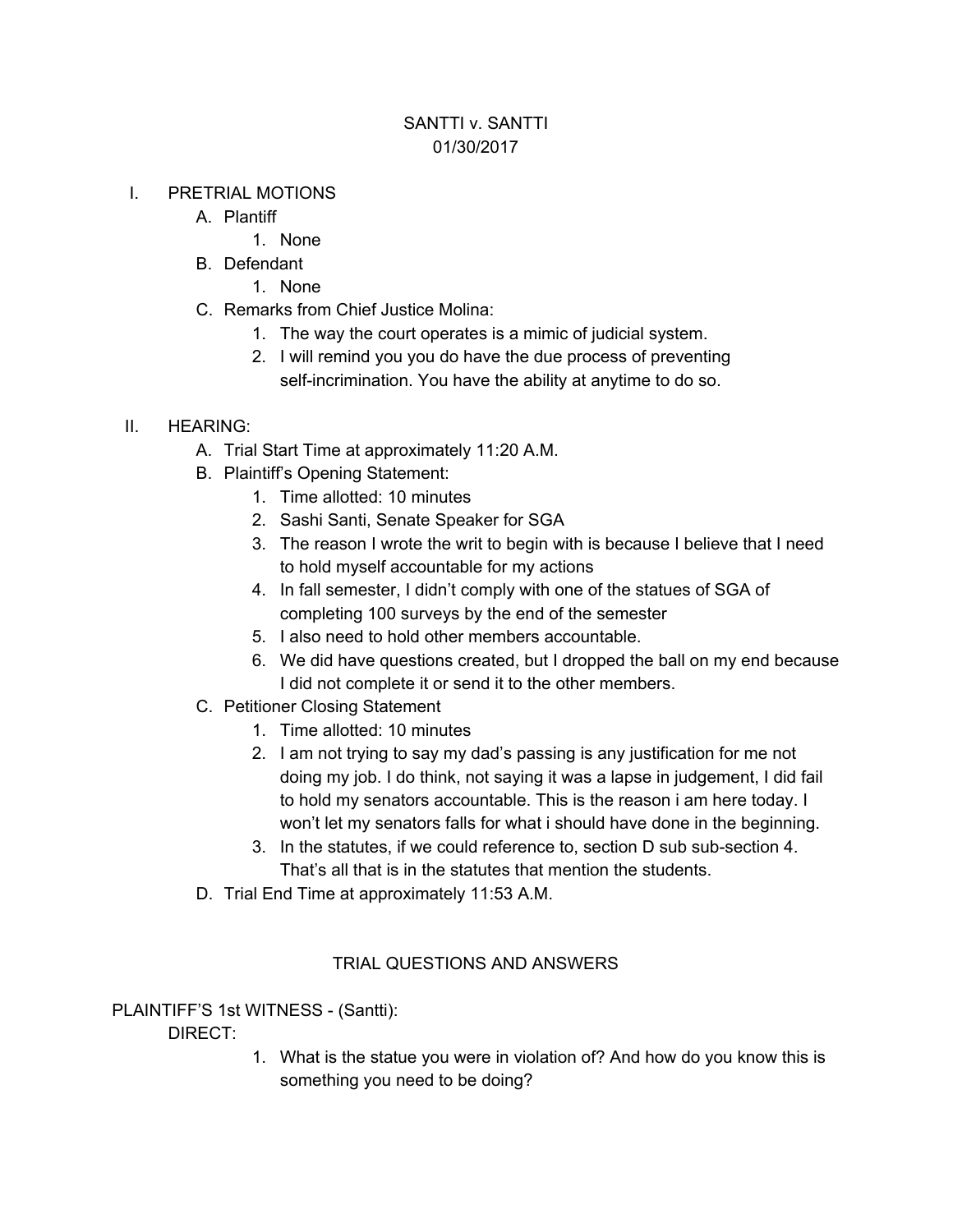# SANTTI v. SANTTI

01/30/2017

I. PRETRIAL MOTIONS
   - A. Plantiff
     1. None
   - B. Defendant
     1. None
   - C. Remarks from Chief Justice Molina:
     1. The way the court operates is a mimic of judicial system.
     2. I will remind you you do have the due process of preventing self-incrimination. You have the ability at anytime to do so.

II. HEARING:
   - A. Trial Start Time at approximately 11:20 A.M.
   - B. Plaintiff's Opening Statement:
     1. Time allotted: 10 minutes
     2. Sashi Santi, Senate Speaker for SGA
     3. The reason I wrote the writ to begin with is because I believe that I need to hold myself accountable for my actions
     4. In fall semester, I didn't comply with one of the statues of SGA of completing 100 surveys by the end of the semester
     5. I also need to hold other members accountable.
     6. We did have questions created, but I dropped the ball on my end because I did not complete it or send it to the other members.
   - C. Petitioner Closing Statement
     1. Time allotted: 10 minutes
     2. I am not trying to say my dad's passing is any justification for me not doing my job. I do think, not saying it was a lapse in judgement, I did fail to hold my senators accountable. This is the reason i am here today. I won't let my senators falls for what i should have done in the beginning.
     3. In the statutes, if we could reference to, section D sub sub-section 4. That's all that is in the statutes that mention the students.
   - D. Trial End Time at approximately 11:53 A.M.

## TRIAL QUESTIONS AND ANSWERS

PLAINTIFF'S 1st WITNESS - (Santti):

DIRECT:

1. What is the statue you were in violation of? And how do you know this is something you need to be doing?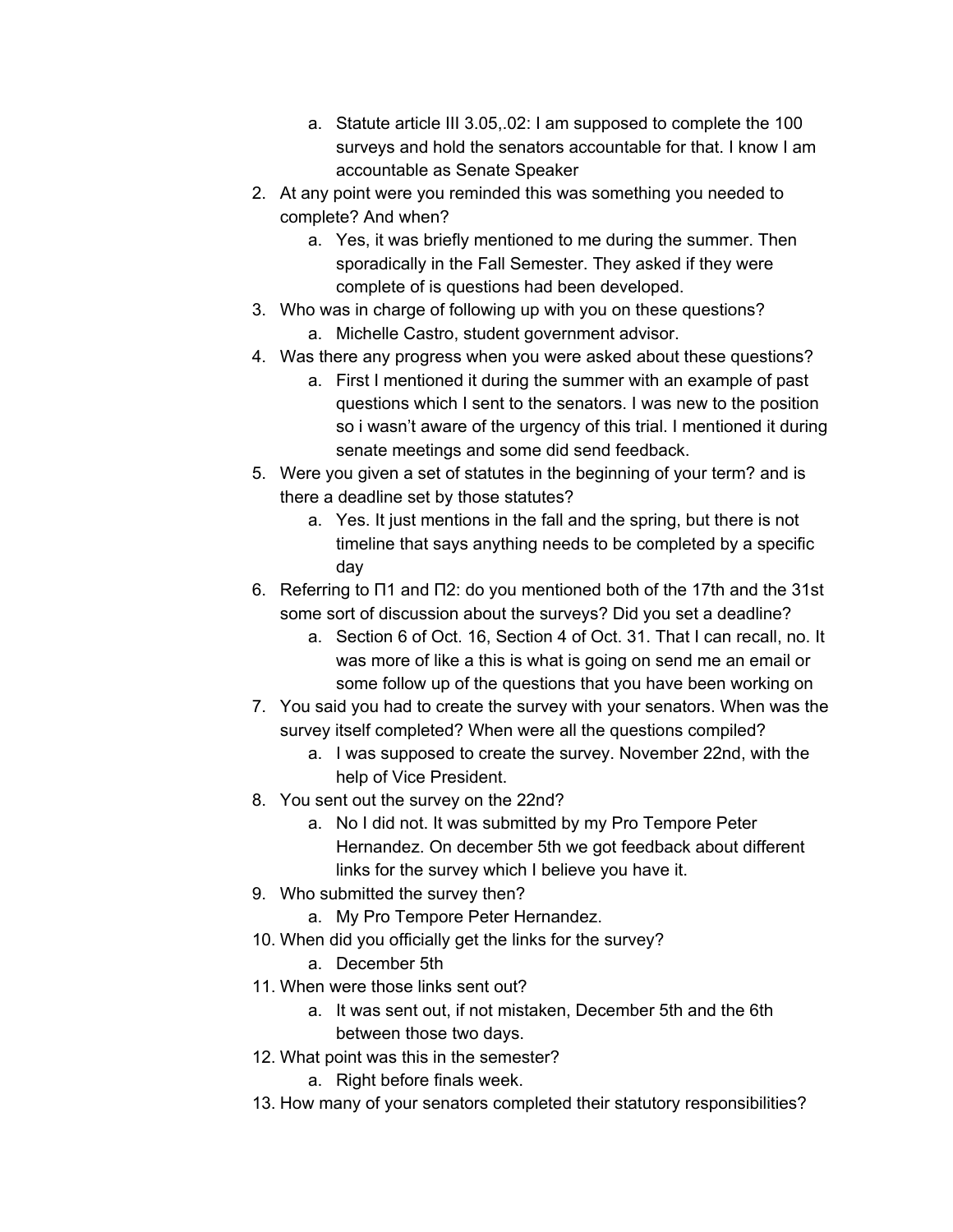a. Statute article III 3.05,.02: I am supposed to complete the 100 surveys and hold the senators accountable for that. I know I am accountable as Senate Speaker

2. At any point were you reminded this was something you needed to complete? And when?
   a. Yes, it was briefly mentioned to me during the summer. Then sporadically in the Fall Semester. They asked if they were complete of is questions had been developed.
3. Who was in charge of following up with you on these questions?
   a. Michelle Castro, student government advisor.
4. Was there any progress when you were asked about these questions?
   a. First I mentioned it during the summer with an example of past questions which I sent to the senators. I was new to the position so i wasn't aware of the urgency of this trial. I mentioned it during senate meetings and some did send feedback.
5. Were you given a set of statutes in the beginning of your term? and is there a deadline set by those statutes?
   a. Yes. It just mentions in the fall and the spring, but there is not timeline that says anything needs to be completed by a specific day
6. Referring to Π1 and Π2: do you mentioned both of the 17th and the 31st some sort of discussion about the surveys? Did you set a deadline?
   a. Section 6 of Oct. 16, Section 4 of Oct. 31. That I can recall, no. It was more of like a this is what is going on send me an email or some follow up of the questions that you have been working on
7. You said you had to create the survey with your senators. When was the survey itself completed? When were all the questions compiled?
   a. I was supposed to create the survey. November 22nd, with the help of Vice President.
8. You sent out the survey on the 22nd?
   a. No I did not. It was submitted by my Pro Tempore Peter Hernandez. On december 5th we got feedback about different links for the survey which I believe you have it.
9. Who submitted the survey then?
   a. My Pro Tempore Peter Hernandez.
10. When did you officially get the links for the survey?
    a. December 5th
11. When were those links sent out?
    a. It was sent out, if not mistaken, December 5th and the 6th between those two days.
12. What point was this in the semester?
    a. Right before finals week.
13. How many of your senators completed their statutory responsibilities?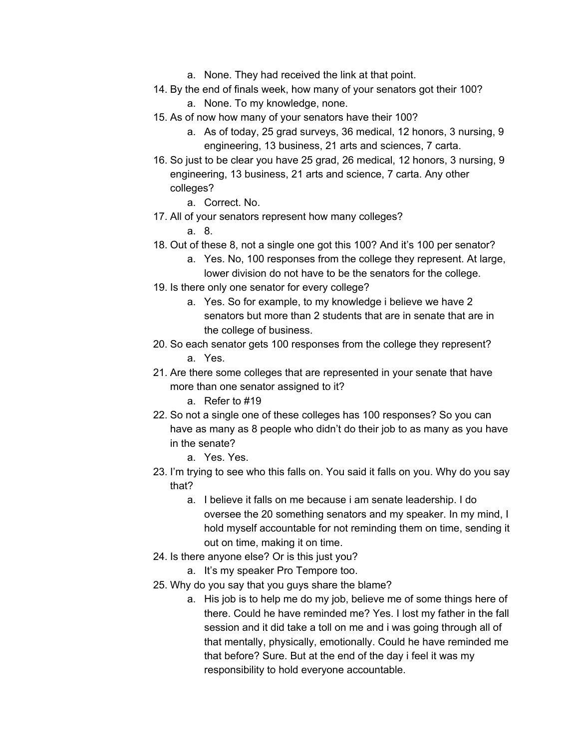a. None. They had received the link at that point.

14. By the end of finals week, how many of your senators got their 100?
    a. None. To my knowledge, none.
15. As of now how many of your senators have their 100?
    a. As of today, 25 grad surveys, 36 medical, 12 honors, 3 nursing, 9 engineering, 13 business, 21 arts and sciences, 7 carta.
16. So just to be clear you have 25 grad, 26 medical, 12 honors, 3 nursing, 9 engineering, 13 business, 21 arts and science, 7 carta. Any other colleges?
    a. Correct. No.
17. All of your senators represent how many colleges?
    a. 8.
18. Out of these 8, not a single one got this 100? And it's 100 per senator?
    a. Yes. No, 100 responses from the college they represent. At large, lower division do not have to be the senators for the college.
19. Is there only one senator for every college?
    a. Yes. So for example, to my knowledge i believe we have 2 senators but more than 2 students that are in senate that are in the college of business.
20. So each senator gets 100 responses from the college they represent?
    a. Yes.
21. Are there some colleges that are represented in your senate that have more than one senator assigned to it?
    a. Refer to #19
22. So not a single one of these colleges has 100 responses? So you can have as many as 8 people who didn't do their job to as many as you have in the senate?
    a. Yes. Yes.
23. I'm trying to see who this falls on. You said it falls on you. Why do you say that?
    a. I believe it falls on me because i am senate leadership. I do oversee the 20 something senators and my speaker. In my mind, I hold myself accountable for not reminding them on time, sending it out on time, making it on time.
24. Is there anyone else? Or is this just you?
    a. It's my speaker Pro Tempore too.
25. Why do you say that you guys share the blame?
    a. His job is to help me do my job, believe me of some things here of there. Could he have reminded me? Yes. I lost my father in the fall session and it did take a toll on me and i was going through all of that mentally, physically, emotionally. Could he have reminded me that before? Sure. But at the end of the day i feel it was my responsibility to hold everyone accountable.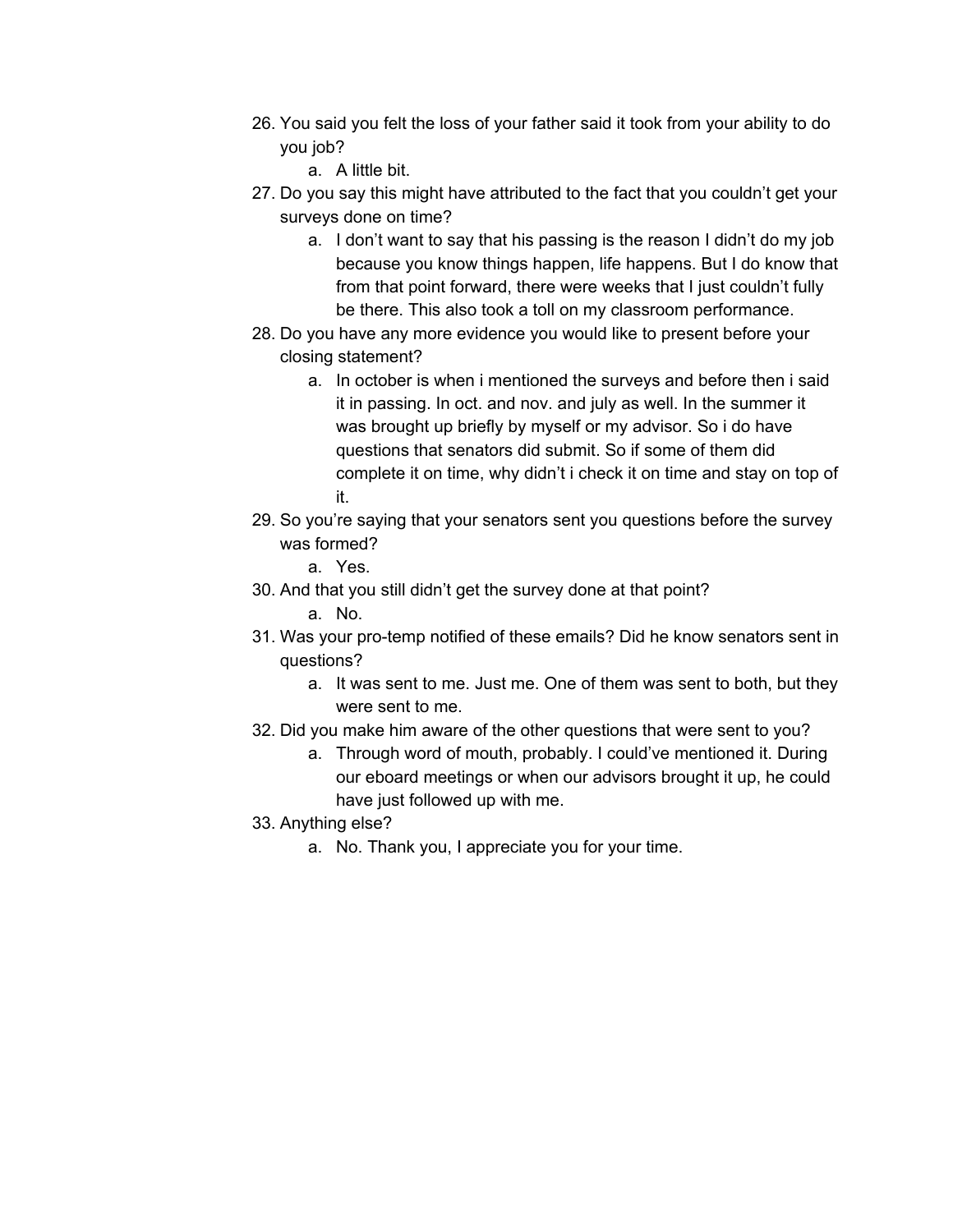26. You said you felt the loss of your father said it took from your ability to do you job?
    a. A little bit.
27. Do you say this might have attributed to the fact that you couldn't get your surveys done on time?
    a. I don't want to say that his passing is the reason I didn't do my job because you know things happen, life happens. But I do know that from that point forward, there were weeks that I just couldn't fully be there. This also took a toll on my classroom performance.
28. Do you have any more evidence you would like to present before your closing statement?
    a. In october is when i mentioned the surveys and before then i said it in passing. In oct. and nov. and july as well. In the summer it was brought up briefly by myself or my advisor. So i do have questions that senators did submit. So if some of them did complete it on time, why didn't i check it on time and stay on top of it.
29. So you're saying that your senators sent you questions before the survey was formed?
    a. Yes.
30. And that you still didn't get the survey done at that point?
    a. No.
31. Was your pro-temp notified of these emails? Did he know senators sent in questions?
    a. It was sent to me. Just me. One of them was sent to both, but they were sent to me.
32. Did you make him aware of the other questions that were sent to you?
    a. Through word of mouth, probably. I could've mentioned it. During our eboard meetings or when our advisors brought it up, he could have just followed up with me.
33. Anything else?
    a. No. Thank you, I appreciate you for your time.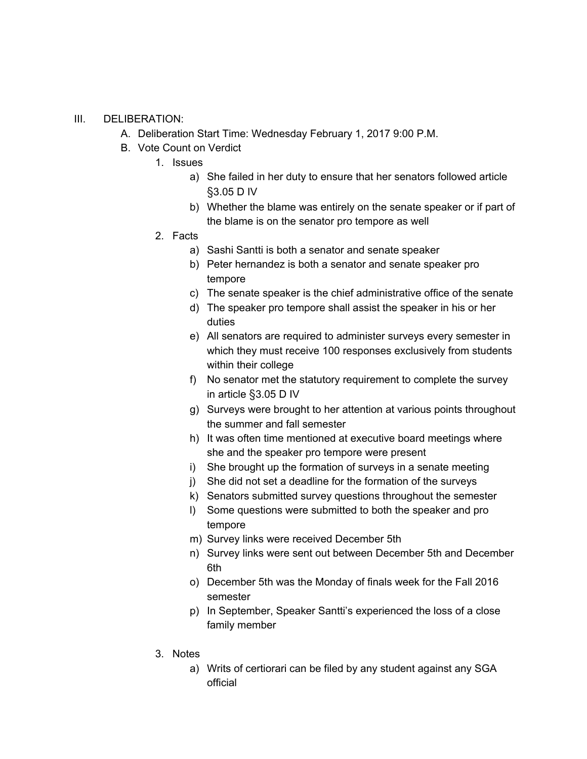III. DELIBERATION:

A. Deliberation Start Time: Wednesday February 1, 2017 9:00 P.M.

B. Vote Count on Verdict

1. Issues
    a) She failed in her duty to ensure that her senators followed article §3.05 D IV
    b) Whether the blame was entirely on the senate speaker or if part of the blame is on the senator pro tempore as well
2. Facts
    a) Sashi Santti is both a senator and senate speaker
    b) Peter hernandez is both a senator and senate speaker pro tempore
    c) The senate speaker is the chief administrative office of the senate
    d) The speaker pro tempore shall assist the speaker in his or her duties
    e) All senators are required to administer surveys every semester in which they must receive 100 responses exclusively from students within their college
    f) No senator met the statutory requirement to complete the survey in article §3.05 D IV
    g) Surveys were brought to her attention at various points throughout the summer and fall semester
    h) It was often time mentioned at executive board meetings where she and the speaker pro tempore were present
    i) She brought up the formation of surveys in a senate meeting
    j) She did not set a deadline for the formation of the surveys
    k) Senators submitted survey questions throughout the semester
    l) Some questions were submitted to both the speaker and pro tempore
    m) Survey links were received December 5th
    n) Survey links were sent out between December 5th and December 6th
    o) December 5th was the Monday of finals week for the Fall 2016 semester
    p) In September, Speaker Santti's experienced the loss of a close family member
3. Notes
    a) Writs of certiorari can be filed by any student against any SGA official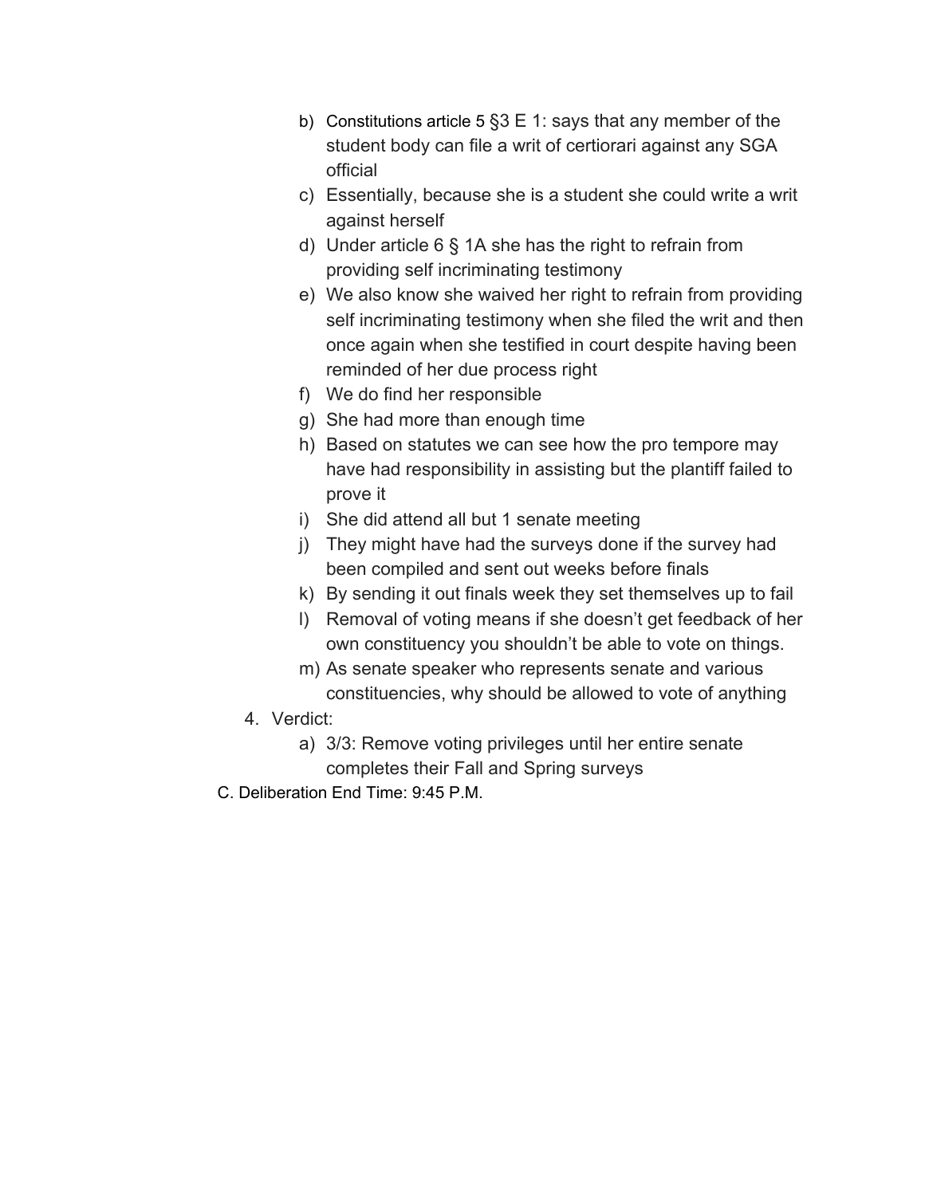- b) Constitutions article 5 §3 E 1: says that any member of the student body can file a writ of certiorari against any SGA official
   - c) Essentially, because she is a student she could write a writ against herself
   - d) Under article 6 § 1A she has the right to refrain from providing self incriminating testimony
   - e) We also know she waived her right to refrain from providing self incriminating testimony when she filed the writ and then once again when she testified in court despite having been reminded of her due process right
   - f) We do find her responsible
   - g) She had more than enough time
   - h) Based on statutes we can see how the pro tempore may have had responsibility in assisting but the plantiff failed to prove it
   - i) She did attend all but 1 senate meeting
   - j) They might have had the surveys done if the survey had been compiled and sent out weeks before finals
   - k) By sending it out finals week they set themselves up to fail
   - l) Removal of voting means if she doesn't get feedback of her own constituency you shouldn't be able to vote on things.
   - m) As senate speaker who represents senate and various constituencies, why should be allowed to vote of anything

4. Verdict:
   - a) 3/3: Remove voting privileges until her entire senate completes their Fall and Spring surveys

C. Deliberation End Time: 9:45 P.M.